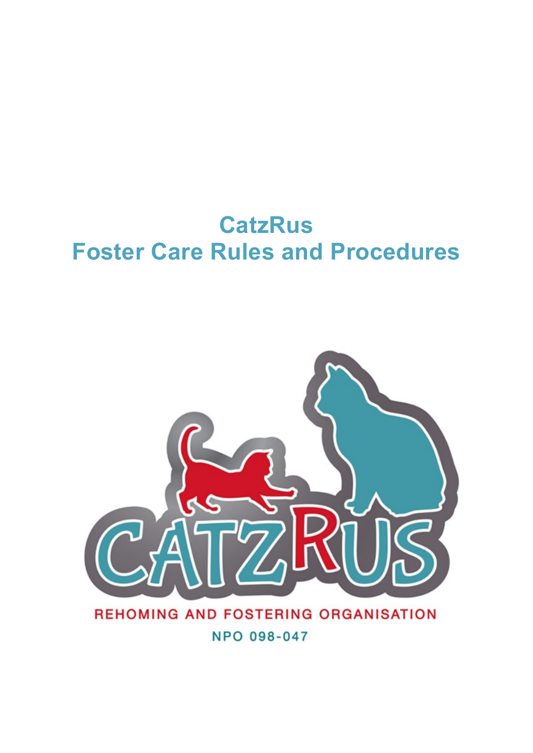# CatzRus
# Foster Care Rules and Procedures

CATZRUS

REHOMING AND FOSTERING ORGANISATION

NPO 098-047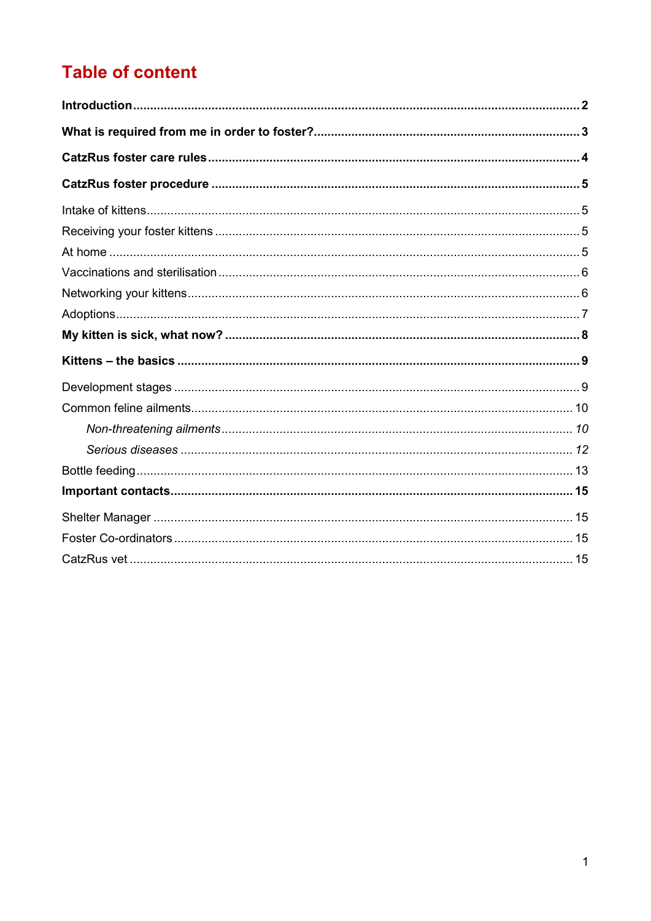# Table of content

**Introduction** .......... **2**

**What is required from me in order to foster?** .......... **3**

**CatzRus foster care rules** .......... **4**

**CatzRus foster procedure** .......... **5**

Intake of kittens .......... 5

Receiving your foster kittens .......... 5

At home .......... 5

Vaccinations and sterilisation .......... 6

Networking your kittens .......... 6

Adoptions .......... 7

**My kitten is sick, what now?** .......... **8**

**Kittens – the basics** .......... **9**

Development stages .......... 9

Common feline ailments .......... 10

*Non-threatening ailments* .......... *10*

*Serious diseases* .......... *12*

Bottle feeding .......... 13

**Important contacts** .......... **15**

Shelter Manager .......... 15

Foster Co-ordinators .......... 15

CatzRus vet .......... 15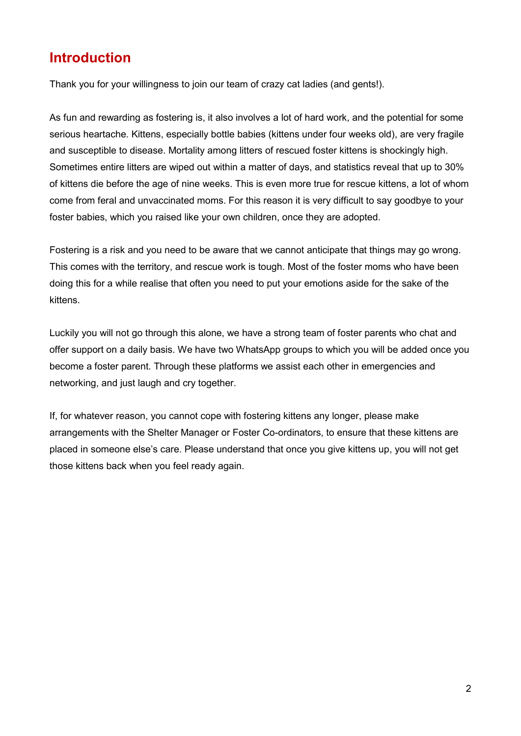## Introduction

Thank you for your willingness to join our team of crazy cat ladies (and gents!).

As fun and rewarding as fostering is, it also involves a lot of hard work, and the potential for some serious heartache. Kittens, especially bottle babies (kittens under four weeks old), are very fragile and susceptible to disease. Mortality among litters of rescued foster kittens is shockingly high. Sometimes entire litters are wiped out within a matter of days, and statistics reveal that up to 30% of kittens die before the age of nine weeks. This is even more true for rescue kittens, a lot of whom come from feral and unvaccinated moms. For this reason it is very difficult to say goodbye to your foster babies, which you raised like your own children, once they are adopted.

Fostering is a risk and you need to be aware that we cannot anticipate that things may go wrong. This comes with the territory, and rescue work is tough. Most of the foster moms who have been doing this for a while realise that often you need to put your emotions aside for the sake of the kittens.

Luckily you will not go through this alone, we have a strong team of foster parents who chat and offer support on a daily basis. We have two WhatsApp groups to which you will be added once you become a foster parent. Through these platforms we assist each other in emergencies and networking, and just laugh and cry together.

If, for whatever reason, you cannot cope with fostering kittens any longer, please make arrangements with the Shelter Manager or Foster Co-ordinators, to ensure that these kittens are placed in someone else's care. Please understand that once you give kittens up, you will not get those kittens back when you feel ready again.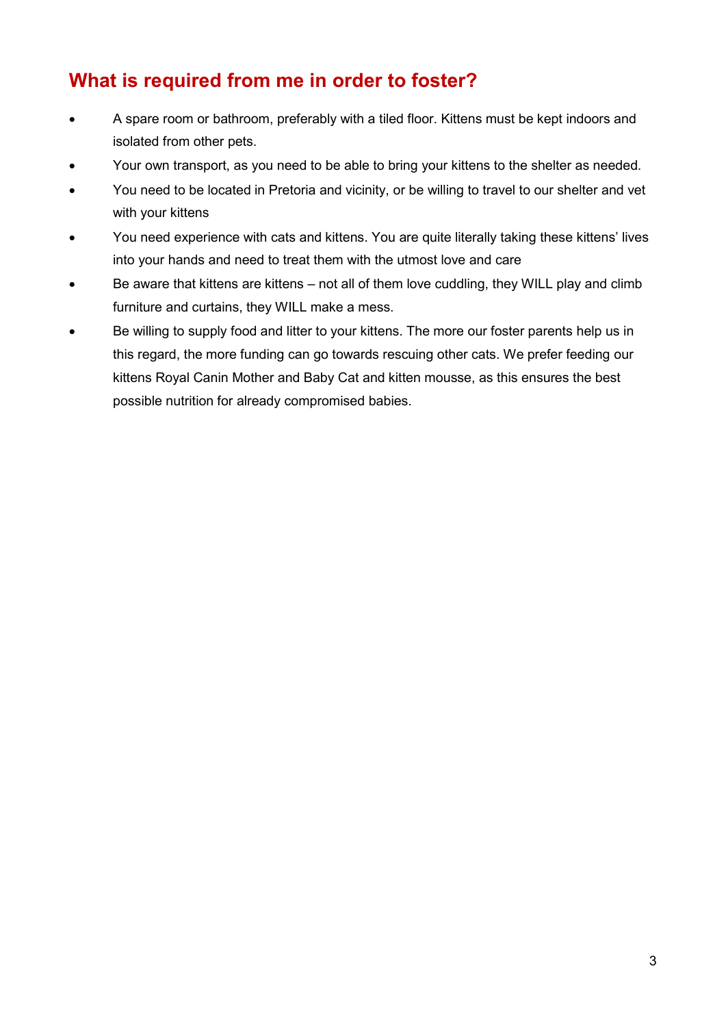## What is required from me in order to foster?

- A spare room or bathroom, preferably with a tiled floor. Kittens must be kept indoors and isolated from other pets.
- Your own transport, as you need to be able to bring your kittens to the shelter as needed.
- You need to be located in Pretoria and vicinity, or be willing to travel to our shelter and vet with your kittens
- You need experience with cats and kittens. You are quite literally taking these kittens' lives into your hands and need to treat them with the utmost love and care
- Be aware that kittens are kittens – not all of them love cuddling, they WILL play and climb furniture and curtains, they WILL make a mess.
- Be willing to supply food and litter to your kittens. The more our foster parents help us in this regard, the more funding can go towards rescuing other cats. We prefer feeding our kittens Royal Canin Mother and Baby Cat and kitten mousse, as this ensures the best possible nutrition for already compromised babies.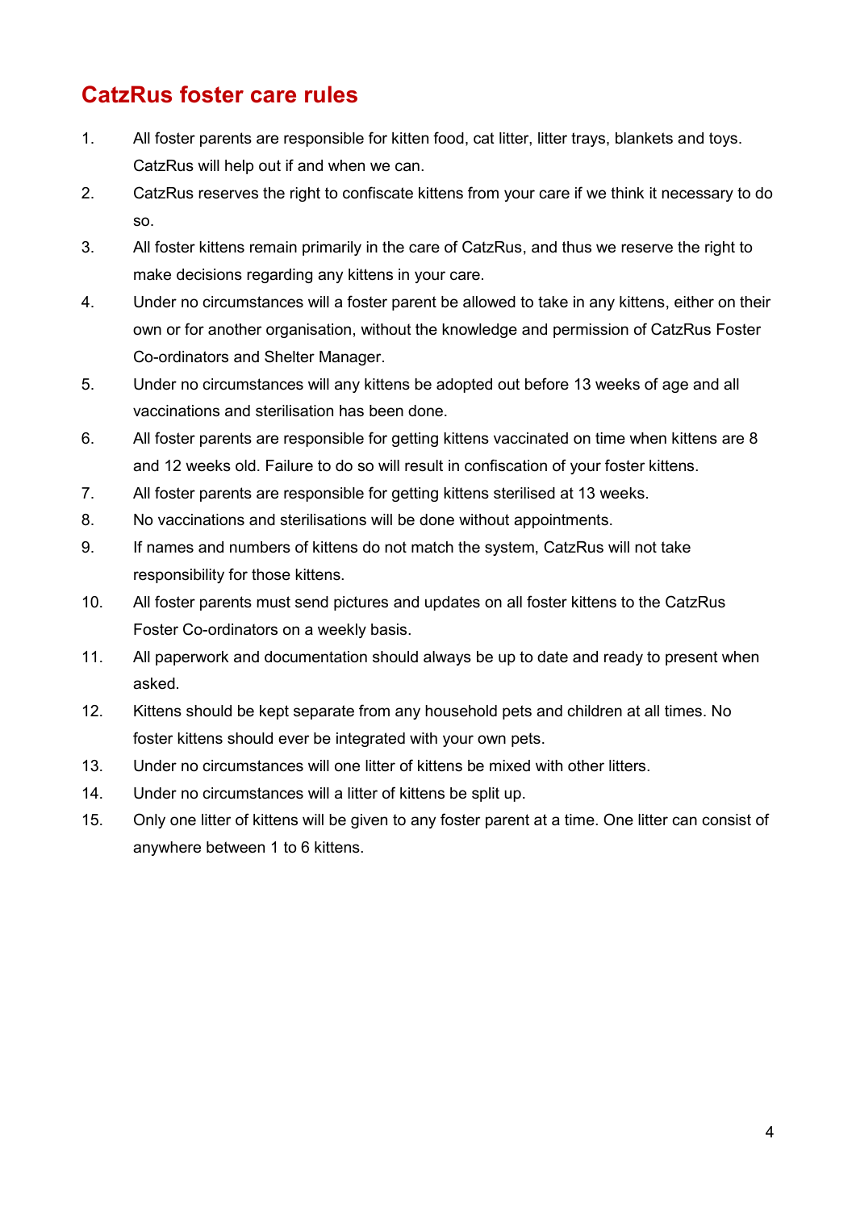## CatzRus foster care rules

1. All foster parents are responsible for kitten food, cat litter, litter trays, blankets and toys. CatzRus will help out if and when we can.
2. CatzRus reserves the right to confiscate kittens from your care if we think it necessary to do so.
3. All foster kittens remain primarily in the care of CatzRus, and thus we reserve the right to make decisions regarding any kittens in your care.
4. Under no circumstances will a foster parent be allowed to take in any kittens, either on their own or for another organisation, without the knowledge and permission of CatzRus Foster Co-ordinators and Shelter Manager.
5. Under no circumstances will any kittens be adopted out before 13 weeks of age and all vaccinations and sterilisation has been done.
6. All foster parents are responsible for getting kittens vaccinated on time when kittens are 8 and 12 weeks old. Failure to do so will result in confiscation of your foster kittens.
7. All foster parents are responsible for getting kittens sterilised at 13 weeks.
8. No vaccinations and sterilisations will be done without appointments.
9. If names and numbers of kittens do not match the system, CatzRus will not take responsibility for those kittens.
10. All foster parents must send pictures and updates on all foster kittens to the CatzRus Foster Co-ordinators on a weekly basis.
11. All paperwork and documentation should always be up to date and ready to present when asked.
12. Kittens should be kept separate from any household pets and children at all times. No foster kittens should ever be integrated with your own pets.
13. Under no circumstances will one litter of kittens be mixed with other litters.
14. Under no circumstances will a litter of kittens be split up.
15. Only one litter of kittens will be given to any foster parent at a time. One litter can consist of anywhere between 1 to 6 kittens.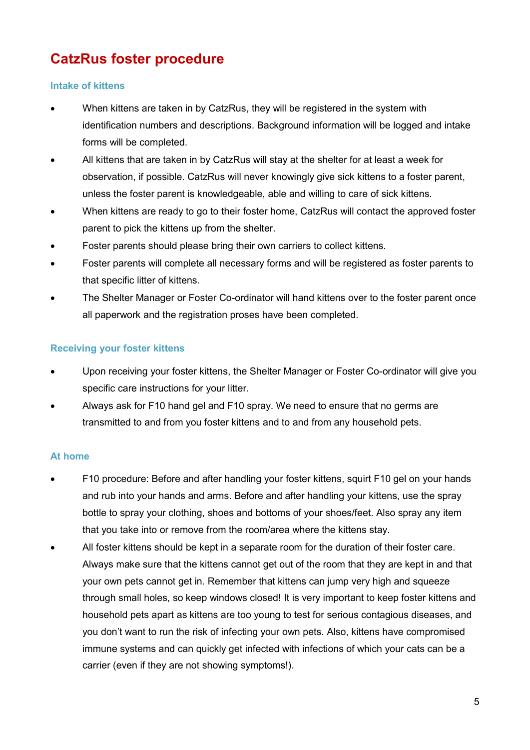# CatzRus foster procedure

## Intake of kittens

- When kittens are taken in by CatzRus, they will be registered in the system with identification numbers and descriptions. Background information will be logged and intake forms will be completed.
- All kittens that are taken in by CatzRus will stay at the shelter for at least a week for observation, if possible. CatzRus will never knowingly give sick kittens to a foster parent, unless the foster parent is knowledgeable, able and willing to care of sick kittens.
- When kittens are ready to go to their foster home, CatzRus will contact the approved foster parent to pick the kittens up from the shelter.
- Foster parents should please bring their own carriers to collect kittens.
- Foster parents will complete all necessary forms and will be registered as foster parents to that specific litter of kittens.
- The Shelter Manager or Foster Co-ordinator will hand kittens over to the foster parent once all paperwork and the registration proses have been completed.

## Receiving your foster kittens

- Upon receiving your foster kittens, the Shelter Manager or Foster Co-ordinator will give you specific care instructions for your litter.
- Always ask for F10 hand gel and F10 spray. We need to ensure that no germs are transmitted to and from you foster kittens and to and from any household pets.

## At home

- F10 procedure: Before and after handling your foster kittens, squirt F10 gel on your hands and rub into your hands and arms. Before and after handling your kittens, use the spray bottle to spray your clothing, shoes and bottoms of your shoes/feet. Also spray any item that you take into or remove from the room/area where the kittens stay.
- All foster kittens should be kept in a separate room for the duration of their foster care. Always make sure that the kittens cannot get out of the room that they are kept in and that your own pets cannot get in. Remember that kittens can jump very high and squeeze through small holes, so keep windows closed! It is very important to keep foster kittens and household pets apart as kittens are too young to test for serious contagious diseases, and you don't want to run the risk of infecting your own pets. Also, kittens have compromised immune systems and can quickly get infected with infections of which your cats can be a carrier (even if they are not showing symptoms!).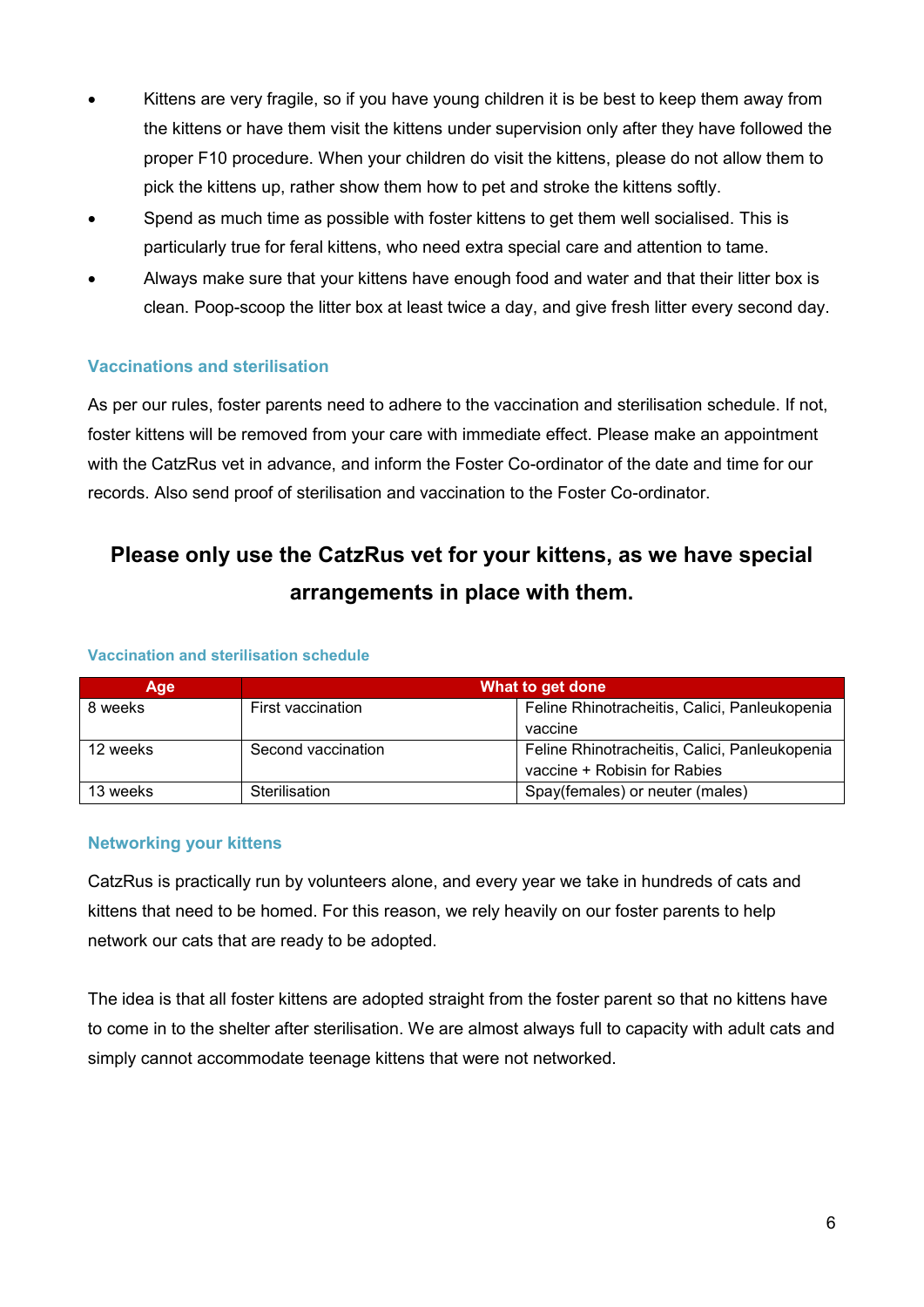- Kittens are very fragile, so if you have young children it is be best to keep them away from the kittens or have them visit the kittens under supervision only after they have followed the proper F10 procedure. When your children do visit the kittens, please do not allow them to pick the kittens up, rather show them how to pet and stroke the kittens softly.
- Spend as much time as possible with foster kittens to get them well socialised. This is particularly true for feral kittens, who need extra special care and attention to tame.
- Always make sure that your kittens have enough food and water and that their litter box is clean. Poop-scoop the litter box at least twice a day, and give fresh litter every second day.

### Vaccinations and sterilisation

As per our rules, foster parents need to adhere to the vaccination and sterilisation schedule. If not, foster kittens will be removed from your care with immediate effect. Please make an appointment with the CatzRus vet in advance, and inform the Foster Co-ordinator of the date and time for our records. Also send proof of sterilisation and vaccination to the Foster Co-ordinator.

## Please only use the CatzRus vet for your kittens, as we have special arrangements in place with them.

#### Vaccination and sterilisation schedule

| Age | What to get done | |
|---|---|---|
| 8 weeks | First vaccination | Feline Rhinotracheitis, Calici, Panleukopenia vaccine |
| 12 weeks | Second vaccination | Feline Rhinotracheitis, Calici, Panleukopenia vaccine + Robisin for Rabies |
| 13 weeks | Sterilisation | Spay(females) or neuter (males) |

### Networking your kittens

CatzRus is practically run by volunteers alone, and every year we take in hundreds of cats and kittens that need to be homed. For this reason, we rely heavily on our foster parents to help network our cats that are ready to be adopted.

The idea is that all foster kittens are adopted straight from the foster parent so that no kittens have to come in to the shelter after sterilisation. We are almost always full to capacity with adult cats and simply cannot accommodate teenage kittens that were not networked.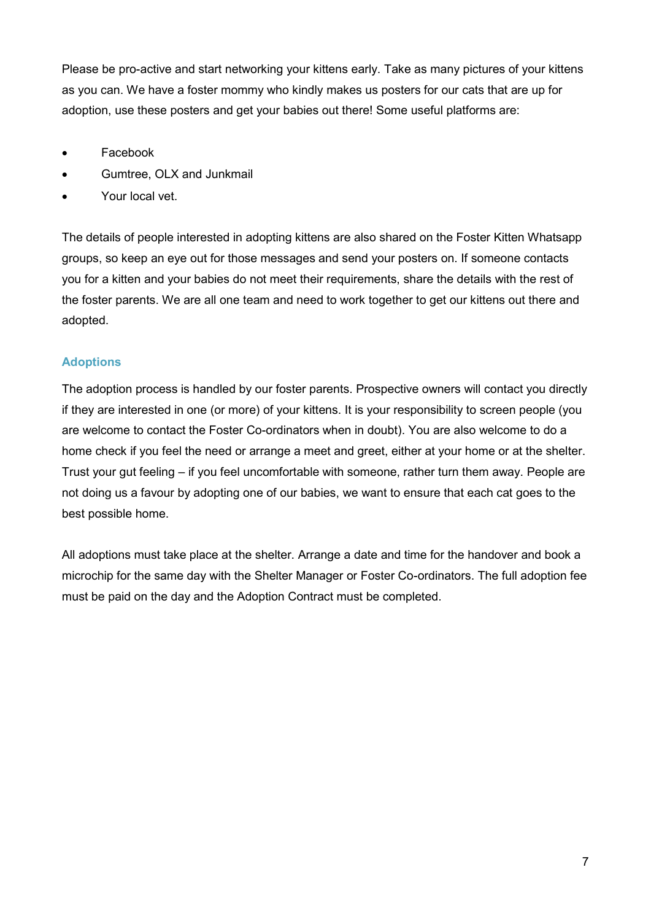Please be pro-active and start networking your kittens early. Take as many pictures of your kittens as you can. We have a foster mommy who kindly makes us posters for our cats that are up for adoption, use these posters and get your babies out there! Some useful platforms are:

- Facebook
- Gumtree, OLX and Junkmail
- Your local vet.

The details of people interested in adopting kittens are also shared on the Foster Kitten Whatsapp groups, so keep an eye out for those messages and send your posters on. If someone contacts you for a kitten and your babies do not meet their requirements, share the details with the rest of the foster parents. We are all one team and need to work together to get our kittens out there and adopted.

## Adoptions

The adoption process is handled by our foster parents. Prospective owners will contact you directly if they are interested in one (or more) of your kittens. It is your responsibility to screen people (you are welcome to contact the Foster Co-ordinators when in doubt). You are also welcome to do a home check if you feel the need or arrange a meet and greet, either at your home or at the shelter. Trust your gut feeling – if you feel uncomfortable with someone, rather turn them away. People are not doing us a favour by adopting one of our babies, we want to ensure that each cat goes to the best possible home.

All adoptions must take place at the shelter. Arrange a date and time for the handover and book a microchip for the same day with the Shelter Manager or Foster Co-ordinators. The full adoption fee must be paid on the day and the Adoption Contract must be completed.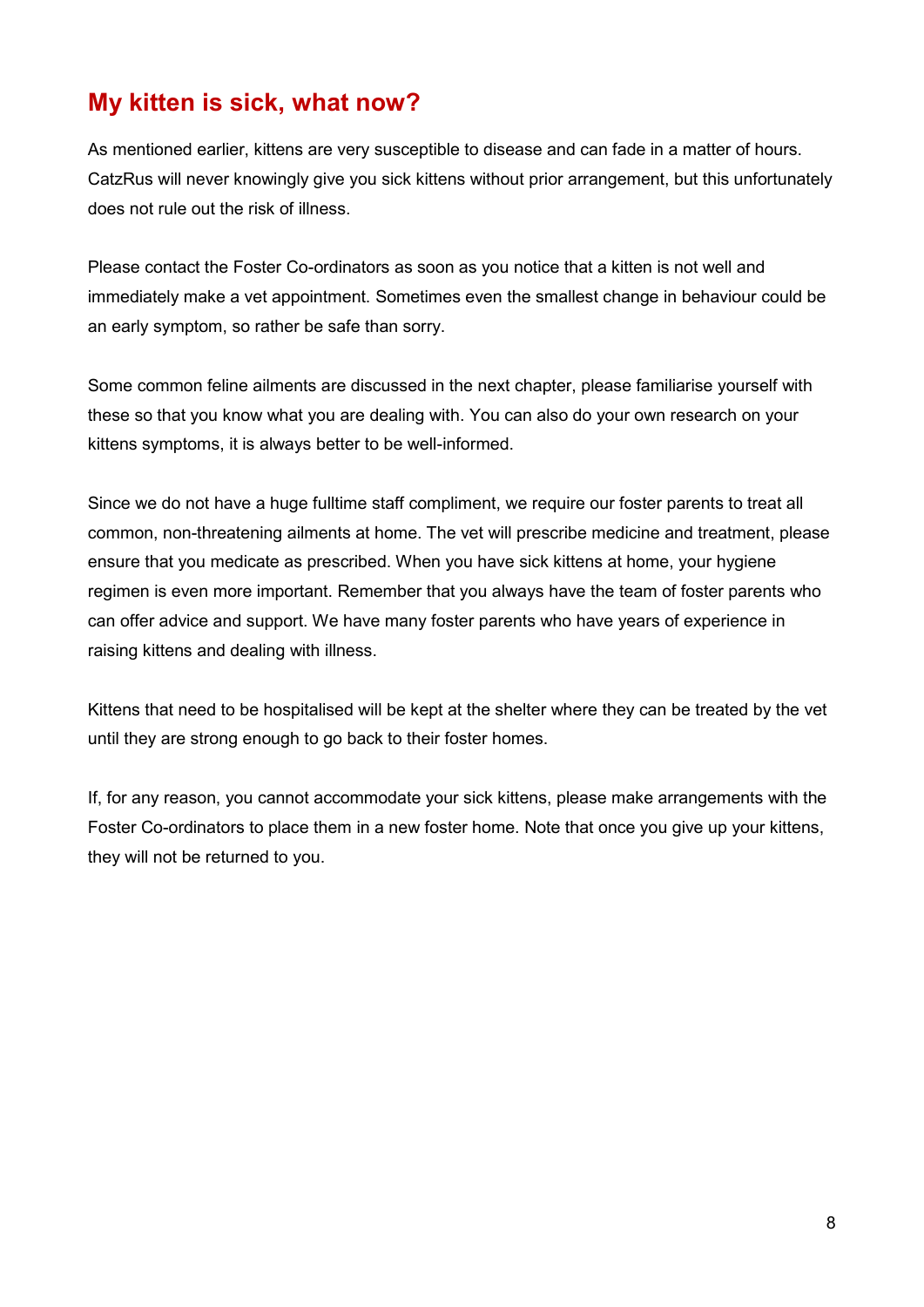## My kitten is sick, what now?

As mentioned earlier, kittens are very susceptible to disease and can fade in a matter of hours. CatzRus will never knowingly give you sick kittens without prior arrangement, but this unfortunately does not rule out the risk of illness.

Please contact the Foster Co-ordinators as soon as you notice that a kitten is not well and immediately make a vet appointment. Sometimes even the smallest change in behaviour could be an early symptom, so rather be safe than sorry.

Some common feline ailments are discussed in the next chapter, please familiarise yourself with these so that you know what you are dealing with. You can also do your own research on your kittens symptoms, it is always better to be well-informed.

Since we do not have a huge fulltime staff compliment, we require our foster parents to treat all common, non-threatening ailments at home. The vet will prescribe medicine and treatment, please ensure that you medicate as prescribed. When you have sick kittens at home, your hygiene regimen is even more important. Remember that you always have the team of foster parents who can offer advice and support. We have many foster parents who have years of experience in raising kittens and dealing with illness.

Kittens that need to be hospitalised will be kept at the shelter where they can be treated by the vet until they are strong enough to go back to their foster homes.

If, for any reason, you cannot accommodate your sick kittens, please make arrangements with the Foster Co-ordinators to place them in a new foster home. Note that once you give up your kittens, they will not be returned to you.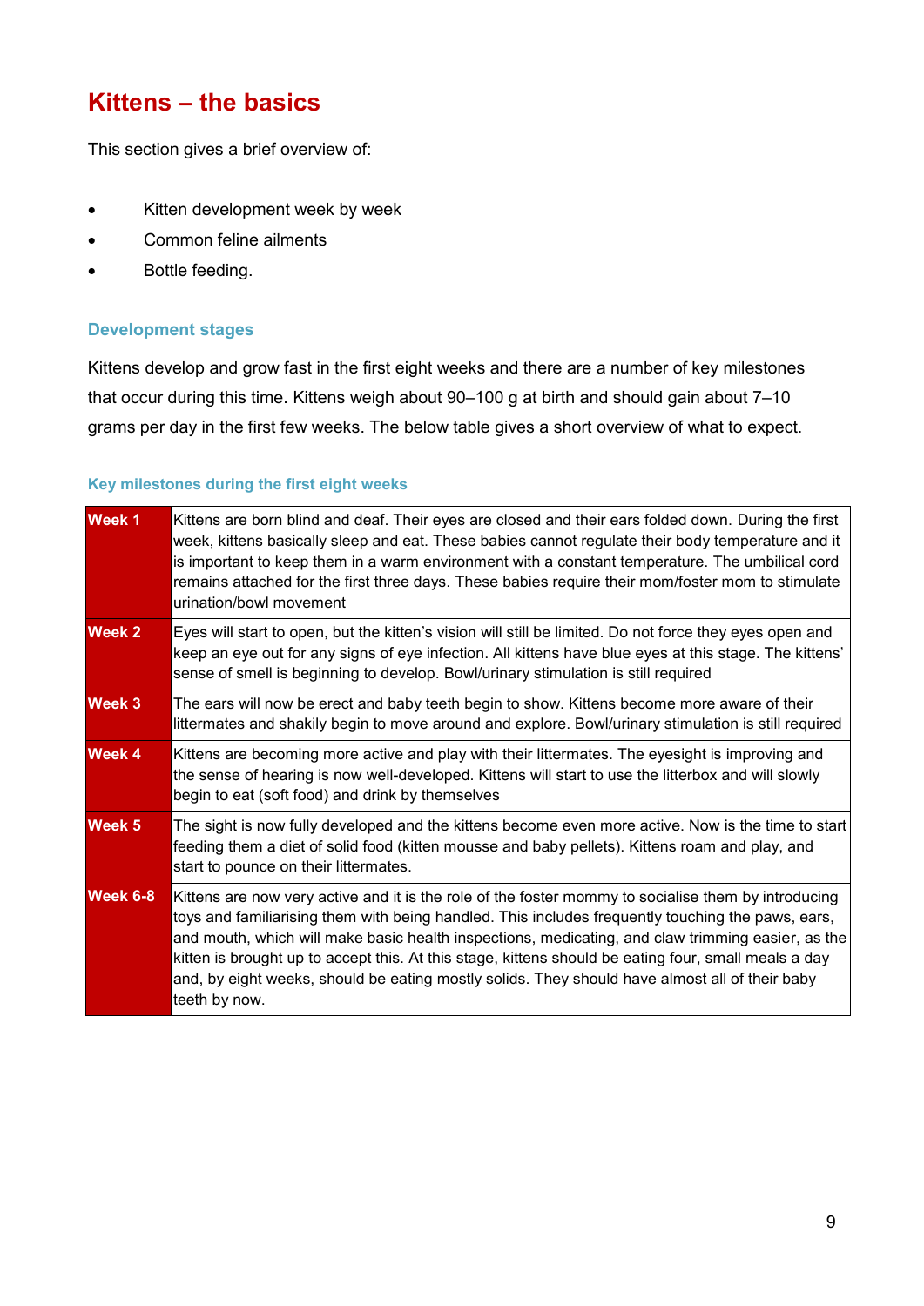# Kittens – the basics

This section gives a brief overview of:

- Kitten development week by week
- Common feline ailments
- Bottle feeding.

## Development stages

Kittens develop and grow fast in the first eight weeks and there are a number of key milestones that occur during this time. Kittens weigh about 90–100 g at birth and should gain about 7–10 grams per day in the first few weeks. The below table gives a short overview of what to expect.

### Key milestones during the first eight weeks

| | |
|---|---|
| **Week 1** | Kittens are born blind and deaf. Their eyes are closed and their ears folded down. During the first week, kittens basically sleep and eat. These babies cannot regulate their body temperature and it is important to keep them in a warm environment with a constant temperature. The umbilical cord remains attached for the first three days. These babies require their mom/foster mom to stimulate urination/bowl movement |
| **Week 2** | Eyes will start to open, but the kitten's vision will still be limited. Do not force they eyes open and keep an eye out for any signs of eye infection. All kittens have blue eyes at this stage. The kittens' sense of smell is beginning to develop. Bowl/urinary stimulation is still required |
| **Week 3** | The ears will now be erect and baby teeth begin to show. Kittens become more aware of their littermates and shakily begin to move around and explore. Bowl/urinary stimulation is still required |
| **Week 4** | Kittens are becoming more active and play with their littermates. The eyesight is improving and the sense of hearing is now well-developed. Kittens will start to use the litterbox and will slowly begin to eat (soft food) and drink by themselves |
| **Week 5** | The sight is now fully developed and the kittens become even more active. Now is the time to start feeding them a diet of solid food (kitten mousse and baby pellets). Kittens roam and play, and start to pounce on their littermates. |
| **Week 6-8** | Kittens are now very active and it is the role of the foster mommy to socialise them by introducing toys and familiarising them with being handled. This includes frequently touching the paws, ears, and mouth, which will make basic health inspections, medicating, and claw trimming easier, as the kitten is brought up to accept this. At this stage, kittens should be eating four, small meals a day and, by eight weeks, should be eating mostly solids. They should have almost all of their baby teeth by now. |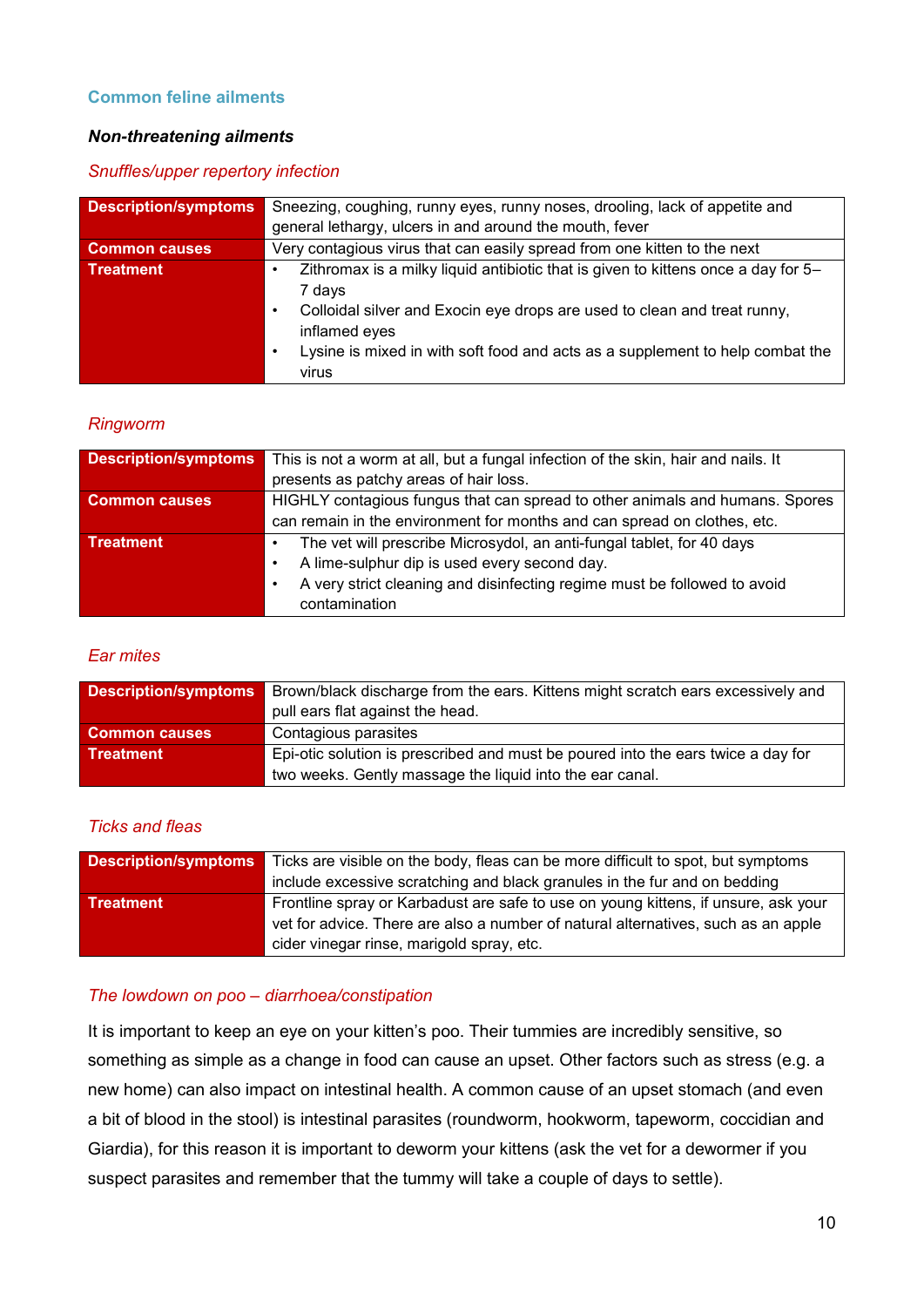## Common feline ailments

### *Non-threatening ailments*

#### *Snuffles/upper repertory infection*

| | |
|---|---|
| **Description/symptoms** | Sneezing, coughing, runny eyes, runny noses, drooling, lack of appetite and general lethargy, ulcers in and around the mouth, fever |
| **Common causes** | Very contagious virus that can easily spread from one kitten to the next |
| **Treatment** | • Zithromax is a milky liquid antibiotic that is given to kittens once a day for 5–7 days<br>• Colloidal silver and Exocin eye drops are used to clean and treat runny, inflamed eyes<br>• Lysine is mixed in with soft food and acts as a supplement to help combat the virus |

#### *Ringworm*

| | |
|---|---|
| **Description/symptoms** | This is not a worm at all, but a fungal infection of the skin, hair and nails. It presents as patchy areas of hair loss. |
| **Common causes** | HIGHLY contagious fungus that can spread to other animals and humans. Spores can remain in the environment for months and can spread on clothes, etc. |
| **Treatment** | • The vet will prescribe Microsydol, an anti-fungal tablet, for 40 days<br>• A lime-sulphur dip is used every second day.<br>• A very strict cleaning and disinfecting regime must be followed to avoid contamination |

#### *Ear mites*

| | |
|---|---|
| **Description/symptoms** | Brown/black discharge from the ears. Kittens might scratch ears excessively and pull ears flat against the head. |
| **Common causes** | Contagious parasites |
| **Treatment** | Epi-otic solution is prescribed and must be poured into the ears twice a day for two weeks. Gently massage the liquid into the ear canal. |

#### *Ticks and fleas*

| | |
|---|---|
| **Description/symptoms** | Ticks are visible on the body, fleas can be more difficult to spot, but symptoms include excessive scratching and black granules in the fur and on bedding |
| **Treatment** | Frontline spray or Karbadust are safe to use on young kittens, if unsure, ask your vet for advice. There are also a number of natural alternatives, such as an apple cider vinegar rinse, marigold spray, etc. |

#### *The lowdown on poo – diarrhoea/constipation*

It is important to keep an eye on your kitten's poo. Their tummies are incredibly sensitive, so something as simple as a change in food can cause an upset. Other factors such as stress (e.g. a new home) can also impact on intestinal health. A common cause of an upset stomach (and even a bit of blood in the stool) is intestinal parasites (roundworm, hookworm, tapeworm, coccidian and Giardia), for this reason it is important to deworm your kittens (ask the vet for a dewormer if you suspect parasites and remember that the tummy will take a couple of days to settle).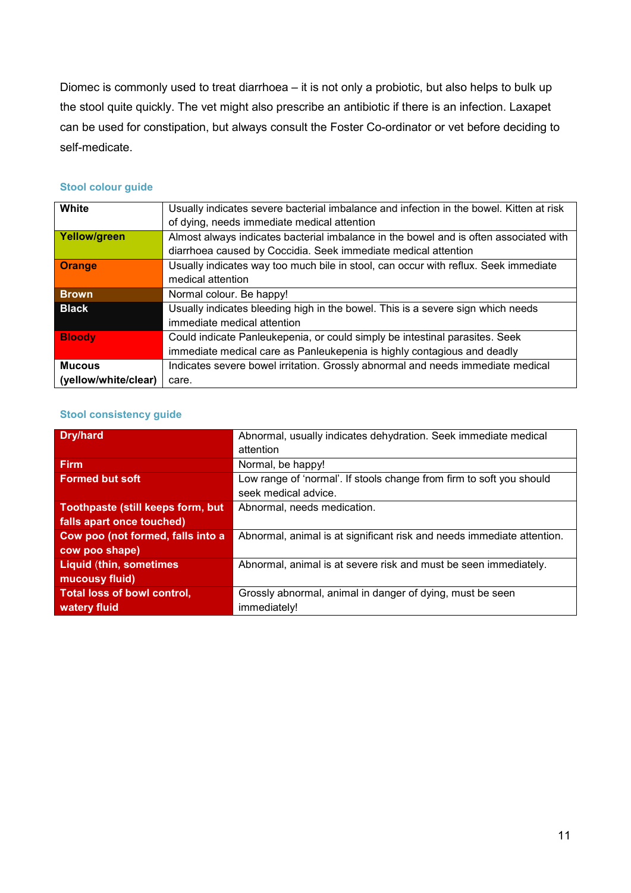Diomec is commonly used to treat diarrhoea – it is not only a probiotic, but also helps to bulk up the stool quite quickly. The vet might also prescribe an antibiotic if there is an infection. Laxapet can be used for constipation, but always consult the Foster Co-ordinator or vet before deciding to self-medicate.

### Stool colour guide

| | |
|---|---|
| **White** | Usually indicates severe bacterial imbalance and infection in the bowel. Kitten at risk of dying, needs immediate medical attention |
| **Yellow/green** | Almost always indicates bacterial imbalance in the bowel and is often associated with diarrhoea caused by Coccidia. Seek immediate medical attention |
| **Orange** | Usually indicates way too much bile in stool, can occur with reflux. Seek immediate medical attention |
| **Brown** | Normal colour. Be happy! |
| **Black** | Usually indicates bleeding high in the bowel. This is a severe sign which needs immediate medical attention |
| **Bloody** | Could indicate Panleukepenia, or could simply be intestinal parasites. Seek immediate medical care as Panleukepenia is highly contagious and deadly |
| **Mucous (yellow/white/clear)** | Indicates severe bowel irritation. Grossly abnormal and needs immediate medical care. |

### Stool consistency guide

| | |
|---|---|
| **Dry/hard** | Abnormal, usually indicates dehydration. Seek immediate medical attention |
| **Firm** | Normal, be happy! |
| **Formed but soft** | Low range of 'normal'. If stools change from firm to soft you should seek medical advice. |
| **Toothpaste (still keeps form, but falls apart once touched)** | Abnormal, needs medication. |
| **Cow poo (not formed, falls into a cow poo shape)** | Abnormal, animal is at significant risk and needs immediate attention. |
| **Liquid (thin, sometimes mucousy fluid)** | Abnormal, animal is at severe risk and must be seen immediately. |
| **Total loss of bowl control, watery fluid** | Grossly abnormal, animal in danger of dying, must be seen immediately! |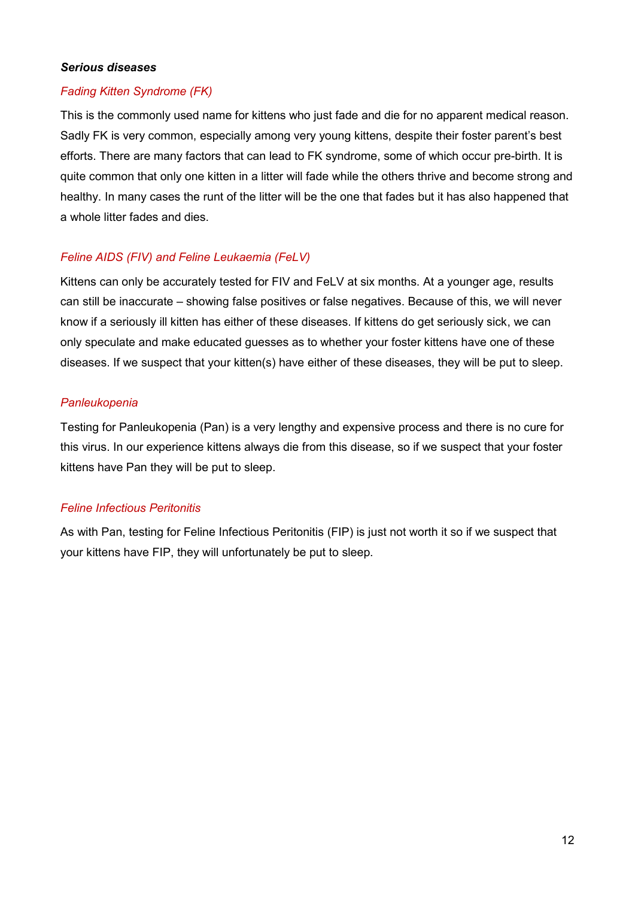### ***Serious diseases***

#### *Fading Kitten Syndrome (FK)*

This is the commonly used name for kittens who just fade and die for no apparent medical reason. Sadly FK is very common, especially among very young kittens, despite their foster parent's best efforts. There are many factors that can lead to FK syndrome, some of which occur pre-birth. It is quite common that only one kitten in a litter will fade while the others thrive and become strong and healthy. In many cases the runt of the litter will be the one that fades but it has also happened that a whole litter fades and dies.

#### *Feline AIDS (FIV) and Feline Leukaemia (FeLV)*

Kittens can only be accurately tested for FIV and FeLV at six months. At a younger age, results can still be inaccurate – showing false positives or false negatives. Because of this, we will never know if a seriously ill kitten has either of these diseases. If kittens do get seriously sick, we can only speculate and make educated guesses as to whether your foster kittens have one of these diseases. If we suspect that your kitten(s) have either of these diseases, they will be put to sleep.

#### *Panleukopenia*

Testing for Panleukopenia (Pan) is a very lengthy and expensive process and there is no cure for this virus. In our experience kittens always die from this disease, so if we suspect that your foster kittens have Pan they will be put to sleep.

#### *Feline Infectious Peritonitis*

As with Pan, testing for Feline Infectious Peritonitis (FIP) is just not worth it so if we suspect that your kittens have FIP, they will unfortunately be put to sleep.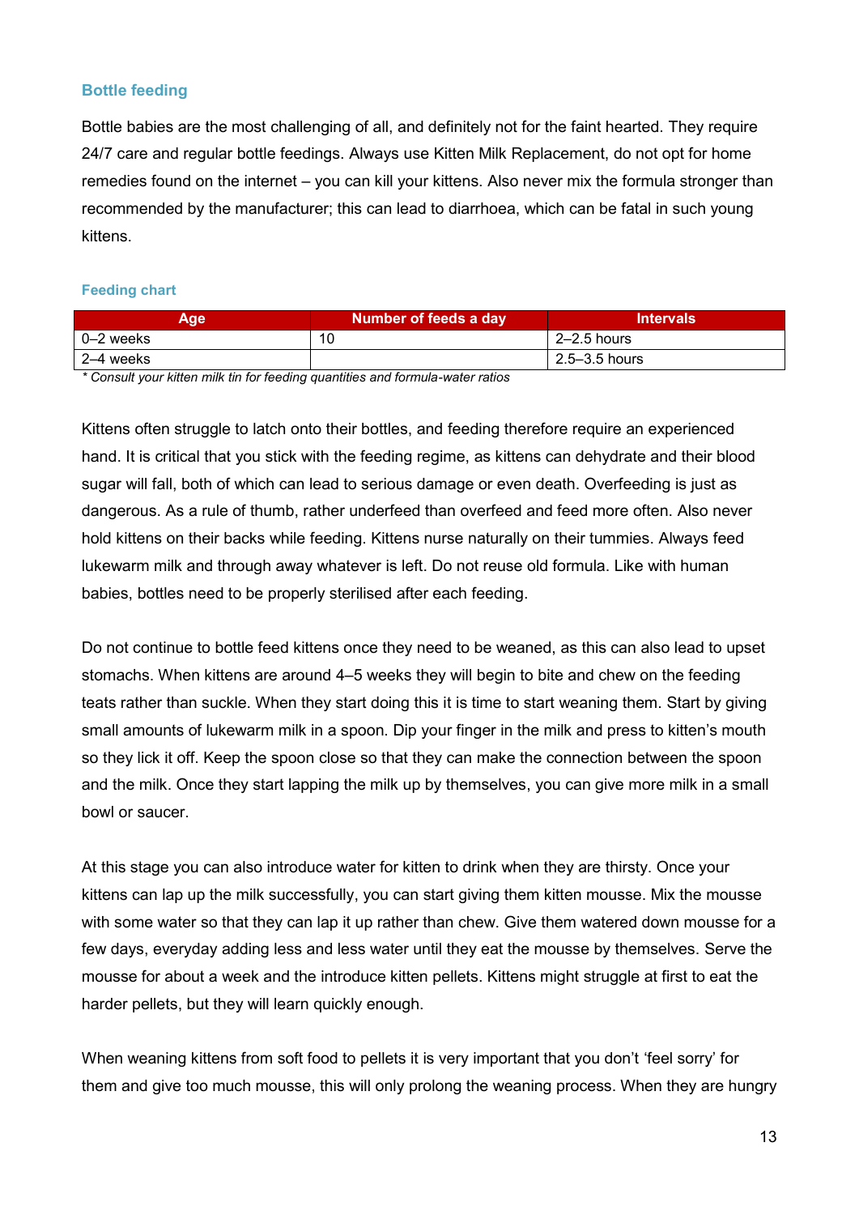## Bottle feeding

Bottle babies are the most challenging of all, and definitely not for the faint hearted. They require 24/7 care and regular bottle feedings. Always use Kitten Milk Replacement, do not opt for home remedies found on the internet – you can kill your kittens. Also never mix the formula stronger than recommended by the manufacturer; this can lead to diarrhoea, which can be fatal in such young kittens.

### Feeding chart

| Age | Number of feeds a day | Intervals |
| --- | --- | --- |
| 0–2 weeks | 10 | 2–2.5 hours |
| 2–4 weeks | | 2.5–3.5 hours |

*\* Consult your kitten milk tin for feeding quantities and formula-water ratios*

Kittens often struggle to latch onto their bottles, and feeding therefore require an experienced hand. It is critical that you stick with the feeding regime, as kittens can dehydrate and their blood sugar will fall, both of which can lead to serious damage or even death. Overfeeding is just as dangerous. As a rule of thumb, rather underfeed than overfeed and feed more often. Also never hold kittens on their backs while feeding. Kittens nurse naturally on their tummies. Always feed lukewarm milk and through away whatever is left. Do not reuse old formula. Like with human babies, bottles need to be properly sterilised after each feeding.

Do not continue to bottle feed kittens once they need to be weaned, as this can also lead to upset stomachs. When kittens are around 4–5 weeks they will begin to bite and chew on the feeding teats rather than suckle. When they start doing this it is time to start weaning them. Start by giving small amounts of lukewarm milk in a spoon. Dip your finger in the milk and press to kitten's mouth so they lick it off. Keep the spoon close so that they can make the connection between the spoon and the milk. Once they start lapping the milk up by themselves, you can give more milk in a small bowl or saucer.

At this stage you can also introduce water for kitten to drink when they are thirsty. Once your kittens can lap up the milk successfully, you can start giving them kitten mousse. Mix the mousse with some water so that they can lap it up rather than chew. Give them watered down mousse for a few days, everyday adding less and less water until they eat the mousse by themselves. Serve the mousse for about a week and the introduce kitten pellets. Kittens might struggle at first to eat the harder pellets, but they will learn quickly enough.

When weaning kittens from soft food to pellets it is very important that you don't 'feel sorry' for them and give too much mousse, this will only prolong the weaning process. When they are hungry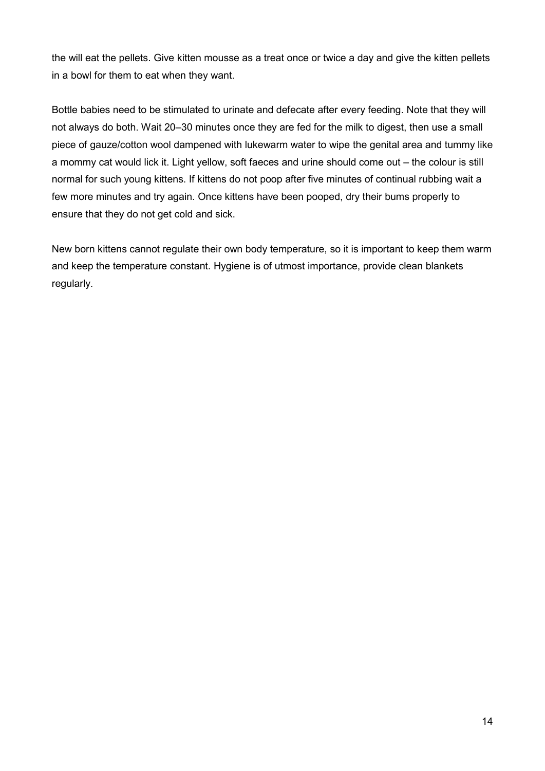the will eat the pellets. Give kitten mousse as a treat once or twice a day and give the kitten pellets in a bowl for them to eat when they want.

Bottle babies need to be stimulated to urinate and defecate after every feeding. Note that they will not always do both. Wait 20–30 minutes once they are fed for the milk to digest, then use a small piece of gauze/cotton wool dampened with lukewarm water to wipe the genital area and tummy like a mommy cat would lick it. Light yellow, soft faeces and urine should come out – the colour is still normal for such young kittens. If kittens do not poop after five minutes of continual rubbing wait a few more minutes and try again. Once kittens have been pooped, dry their bums properly to ensure that they do not get cold and sick.

New born kittens cannot regulate their own body temperature, so it is important to keep them warm and keep the temperature constant. Hygiene is of utmost importance, provide clean blankets regularly.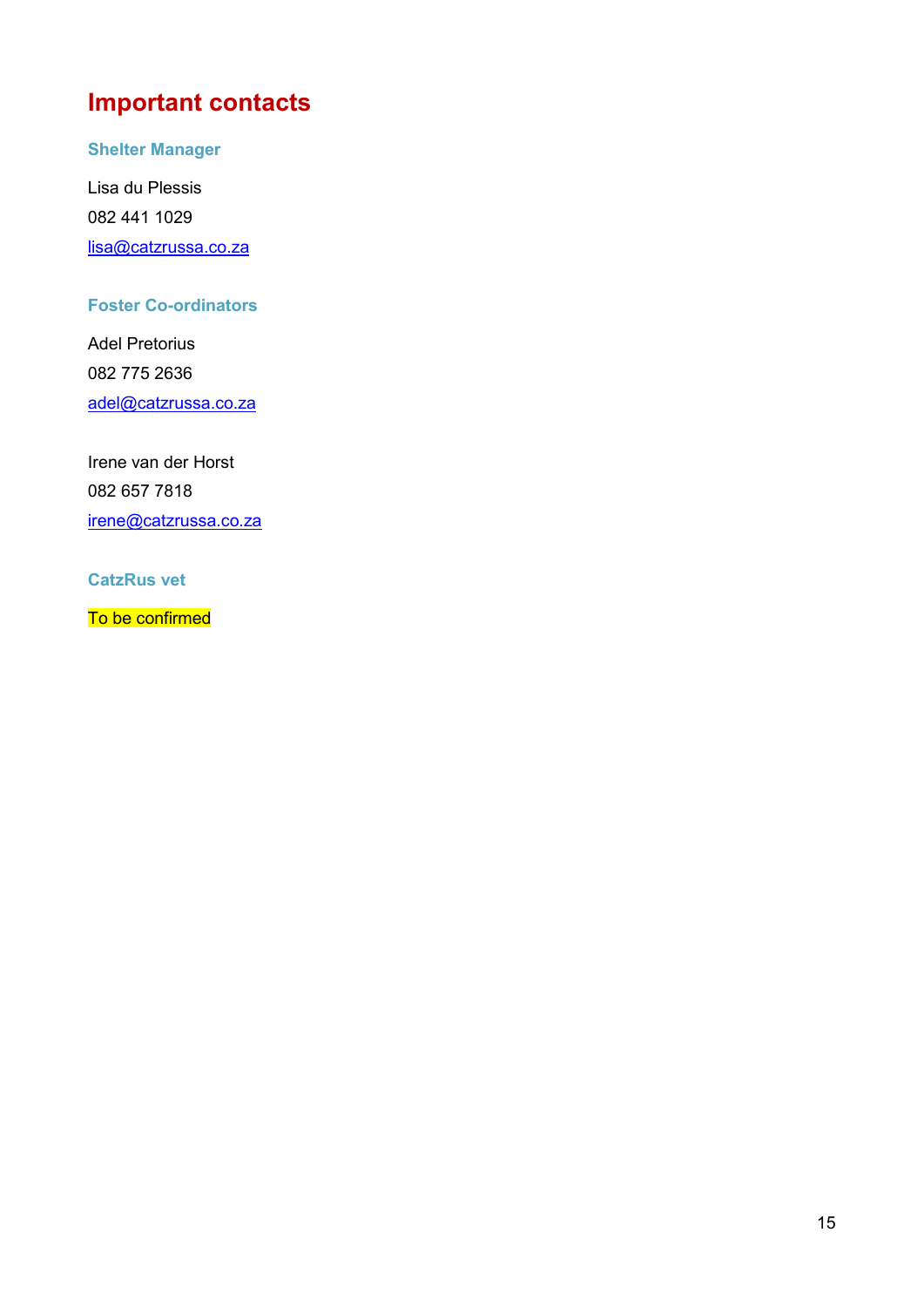# Important contacts

### Shelter Manager

Lisa du Plessis

082 441 1029

lisa@catzrussa.co.za

### Foster Co-ordinators

Adel Pretorius

082 775 2636

adel@catzrussa.co.za

Irene van der Horst

082 657 7818

irene@catzrussa.co.za

### CatzRus vet

To be confirmed